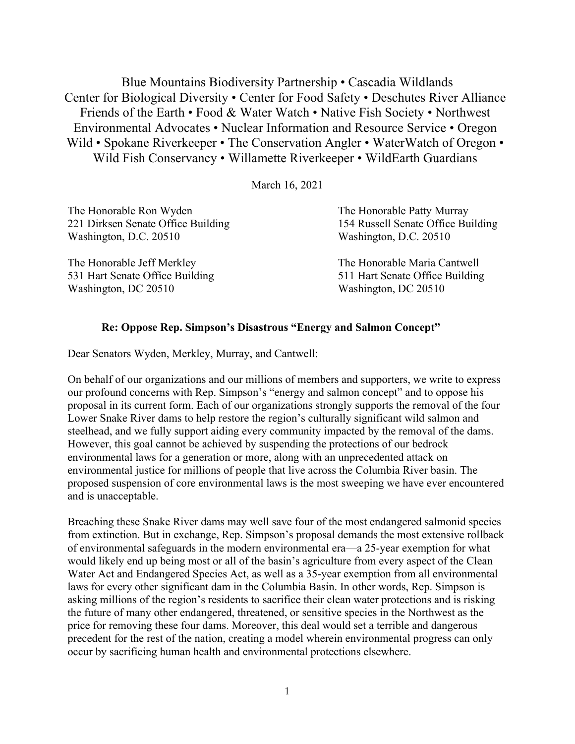Blue Mountains Biodiversity Partnership • Cascadia Wildlands
Center for Biological Diversity • Center for Food Safety • Deschutes River Alliance
Friends of the Earth • Food & Water Watch • Native Fish Society • Northwest
Environmental Advocates • Nuclear Information and Resource Service • Oregon
Wild • Spokane Riverkeeper • The Conservation Angler • WaterWatch of Oregon •
Wild Fish Conservancy • Willamette Riverkeeper • WildEarth Guardians

March 16, 2021

The Honorable Ron Wyden
221 Dirksen Senate Office Building
Washington, D.C. 20510

The Honorable Patty Murray
154 Russell Senate Office Building
Washington, D.C. 20510

The Honorable Jeff Merkley
531 Hart Senate Office Building
Washington, DC 20510

The Honorable Maria Cantwell
511 Hart Senate Office Building
Washington, DC 20510

**Re: Oppose Rep. Simpson's Disastrous "Energy and Salmon Concept"**

Dear Senators Wyden, Merkley, Murray, and Cantwell:

On behalf of our organizations and our millions of members and supporters, we write to express our profound concerns with Rep. Simpson's "energy and salmon concept" and to oppose his proposal in its current form. Each of our organizations strongly supports the removal of the four Lower Snake River dams to help restore the region's culturally significant wild salmon and steelhead, and we fully support aiding every community impacted by the removal of the dams. However, this goal cannot be achieved by suspending the protections of our bedrock environmental laws for a generation or more, along with an unprecedented attack on environmental justice for millions of people that live across the Columbia River basin. The proposed suspension of core environmental laws is the most sweeping we have ever encountered and is unacceptable.

Breaching these Snake River dams may well save four of the most endangered salmonid species from extinction. But in exchange, Rep. Simpson's proposal demands the most extensive rollback of environmental safeguards in the modern environmental era—a 25-year exemption for what would likely end up being most or all of the basin's agriculture from every aspect of the Clean Water Act and Endangered Species Act, as well as a 35-year exemption from all environmental laws for every other significant dam in the Columbia Basin. In other words, Rep. Simpson is asking millions of the region's residents to sacrifice their clean water protections and is risking the future of many other endangered, threatened, or sensitive species in the Northwest as the price for removing these four dams. Moreover, this deal would set a terrible and dangerous precedent for the rest of the nation, creating a model wherein environmental progress can only occur by sacrificing human health and environmental protections elsewhere.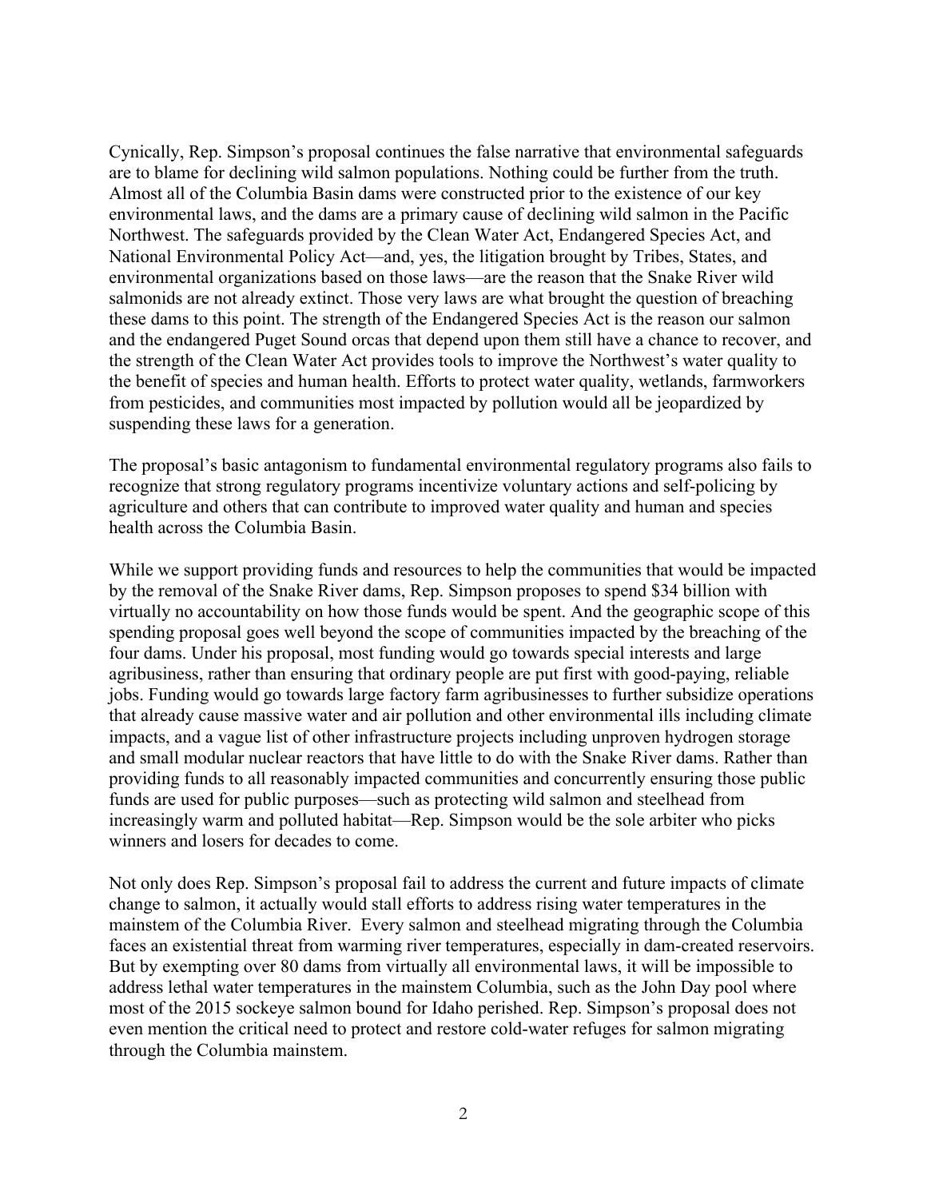Cynically, Rep. Simpson's proposal continues the false narrative that environmental safeguards are to blame for declining wild salmon populations. Nothing could be further from the truth. Almost all of the Columbia Basin dams were constructed prior to the existence of our key environmental laws, and the dams are a primary cause of declining wild salmon in the Pacific Northwest. The safeguards provided by the Clean Water Act, Endangered Species Act, and National Environmental Policy Act—and, yes, the litigation brought by Tribes, States, and environmental organizations based on those laws—are the reason that the Snake River wild salmonids are not already extinct. Those very laws are what brought the question of breaching these dams to this point. The strength of the Endangered Species Act is the reason our salmon and the endangered Puget Sound orcas that depend upon them still have a chance to recover, and the strength of the Clean Water Act provides tools to improve the Northwest's water quality to the benefit of species and human health. Efforts to protect water quality, wetlands, farmworkers from pesticides, and communities most impacted by pollution would all be jeopardized by suspending these laws for a generation.

The proposal's basic antagonism to fundamental environmental regulatory programs also fails to recognize that strong regulatory programs incentivize voluntary actions and self-policing by agriculture and others that can contribute to improved water quality and human and species health across the Columbia Basin.

While we support providing funds and resources to help the communities that would be impacted by the removal of the Snake River dams, Rep. Simpson proposes to spend $34 billion with virtually no accountability on how those funds would be spent. And the geographic scope of this spending proposal goes well beyond the scope of communities impacted by the breaching of the four dams. Under his proposal, most funding would go towards special interests and large agribusiness, rather than ensuring that ordinary people are put first with good-paying, reliable jobs. Funding would go towards large factory farm agribusinesses to further subsidize operations that already cause massive water and air pollution and other environmental ills including climate impacts, and a vague list of other infrastructure projects including unproven hydrogen storage and small modular nuclear reactors that have little to do with the Snake River dams. Rather than providing funds to all reasonably impacted communities and concurrently ensuring those public funds are used for public purposes—such as protecting wild salmon and steelhead from increasingly warm and polluted habitat—Rep. Simpson would be the sole arbiter who picks winners and losers for decades to come.

Not only does Rep. Simpson's proposal fail to address the current and future impacts of climate change to salmon, it actually would stall efforts to address rising water temperatures in the mainstem of the Columbia River. Every salmon and steelhead migrating through the Columbia faces an existential threat from warming river temperatures, especially in dam-created reservoirs. But by exempting over 80 dams from virtually all environmental laws, it will be impossible to address lethal water temperatures in the mainstem Columbia, such as the John Day pool where most of the 2015 sockeye salmon bound for Idaho perished. Rep. Simpson's proposal does not even mention the critical need to protect and restore cold-water refuges for salmon migrating through the Columbia mainstem.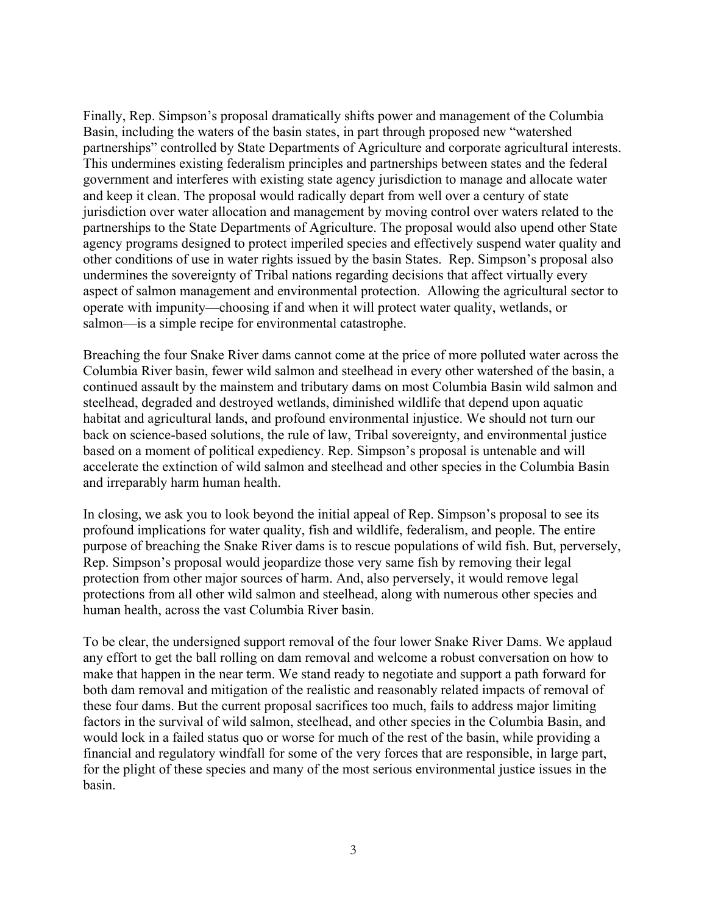Finally, Rep. Simpson's proposal dramatically shifts power and management of the Columbia Basin, including the waters of the basin states, in part through proposed new "watershed partnerships" controlled by State Departments of Agriculture and corporate agricultural interests. This undermines existing federalism principles and partnerships between states and the federal government and interferes with existing state agency jurisdiction to manage and allocate water and keep it clean. The proposal would radically depart from well over a century of state jurisdiction over water allocation and management by moving control over waters related to the partnerships to the State Departments of Agriculture. The proposal would also upend other State agency programs designed to protect imperiled species and effectively suspend water quality and other conditions of use in water rights issued by the basin States. Rep. Simpson's proposal also undermines the sovereignty of Tribal nations regarding decisions that affect virtually every aspect of salmon management and environmental protection. Allowing the agricultural sector to operate with impunity—choosing if and when it will protect water quality, wetlands, or salmon—is a simple recipe for environmental catastrophe.

Breaching the four Snake River dams cannot come at the price of more polluted water across the Columbia River basin, fewer wild salmon and steelhead in every other watershed of the basin, a continued assault by the mainstem and tributary dams on most Columbia Basin wild salmon and steelhead, degraded and destroyed wetlands, diminished wildlife that depend upon aquatic habitat and agricultural lands, and profound environmental injustice. We should not turn our back on science-based solutions, the rule of law, Tribal sovereignty, and environmental justice based on a moment of political expediency. Rep. Simpson's proposal is untenable and will accelerate the extinction of wild salmon and steelhead and other species in the Columbia Basin and irreparably harm human health.

In closing, we ask you to look beyond the initial appeal of Rep. Simpson's proposal to see its profound implications for water quality, fish and wildlife, federalism, and people. The entire purpose of breaching the Snake River dams is to rescue populations of wild fish. But, perversely, Rep. Simpson's proposal would jeopardize those very same fish by removing their legal protection from other major sources of harm. And, also perversely, it would remove legal protections from all other wild salmon and steelhead, along with numerous other species and human health, across the vast Columbia River basin.

To be clear, the undersigned support removal of the four lower Snake River Dams. We applaud any effort to get the ball rolling on dam removal and welcome a robust conversation on how to make that happen in the near term. We stand ready to negotiate and support a path forward for both dam removal and mitigation of the realistic and reasonably related impacts of removal of these four dams. But the current proposal sacrifices too much, fails to address major limiting factors in the survival of wild salmon, steelhead, and other species in the Columbia Basin, and would lock in a failed status quo or worse for much of the rest of the basin, while providing a financial and regulatory windfall for some of the very forces that are responsible, in large part, for the plight of these species and many of the most serious environmental justice issues in the basin.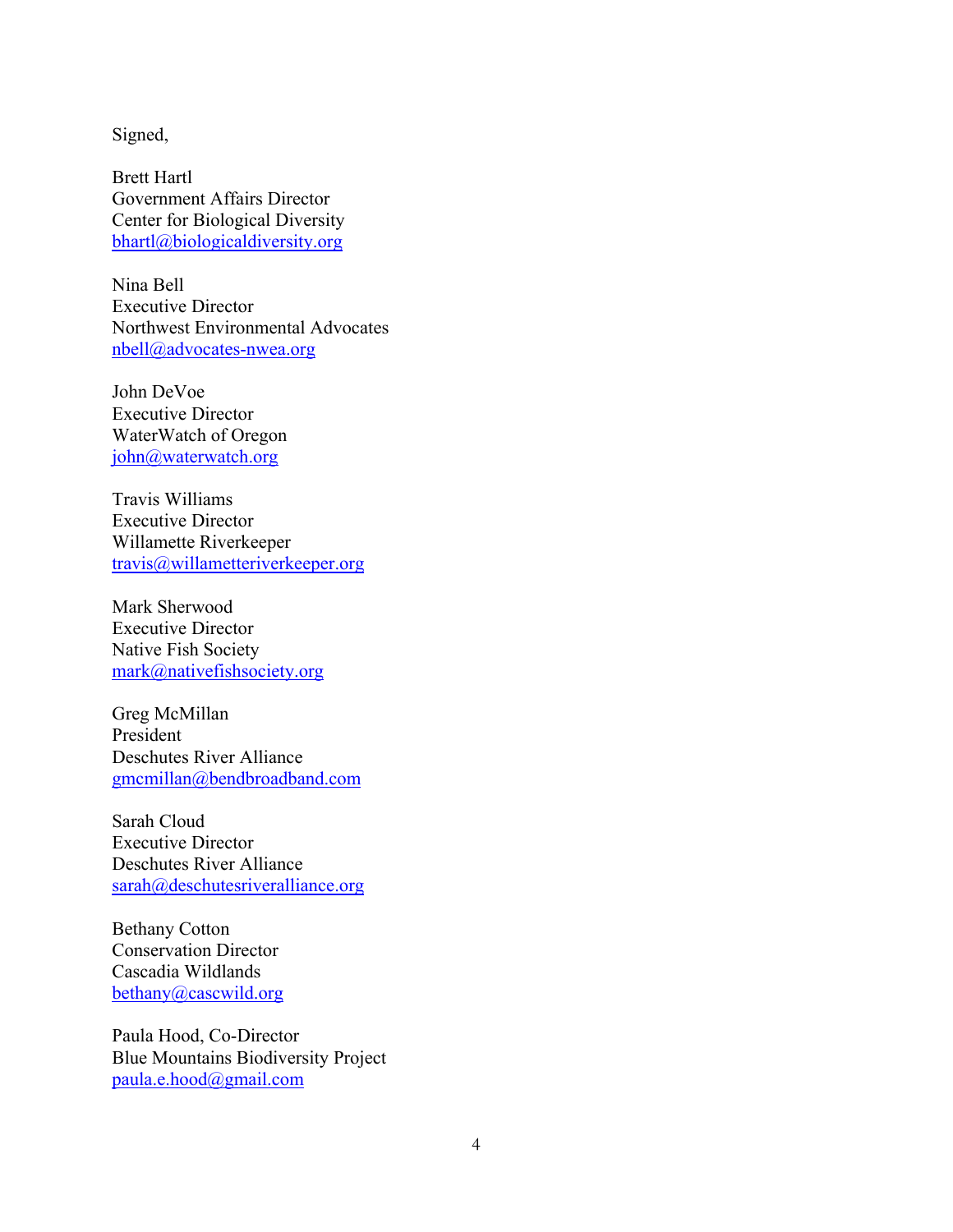Signed,

Brett Hartl
Government Affairs Director
Center for Biological Diversity
bhartl@biologicaldiversity.org

Nina Bell
Executive Director
Northwest Environmental Advocates
nbell@advocates-nwea.org

John DeVoe
Executive Director
WaterWatch of Oregon
john@waterwatch.org

Travis Williams
Executive Director
Willamette Riverkeeper
travis@willametteriverkeeper.org

Mark Sherwood
Executive Director
Native Fish Society
mark@nativefishsociety.org

Greg McMillan
President
Deschutes River Alliance
gmcmillan@bendbroadband.com

Sarah Cloud
Executive Director
Deschutes River Alliance
sarah@deschutesriveralliance.org

Bethany Cotton
Conservation Director
Cascadia Wildlands
bethany@cascwild.org

Paula Hood, Co-Director
Blue Mountains Biodiversity Project
paula.e.hood@gmail.com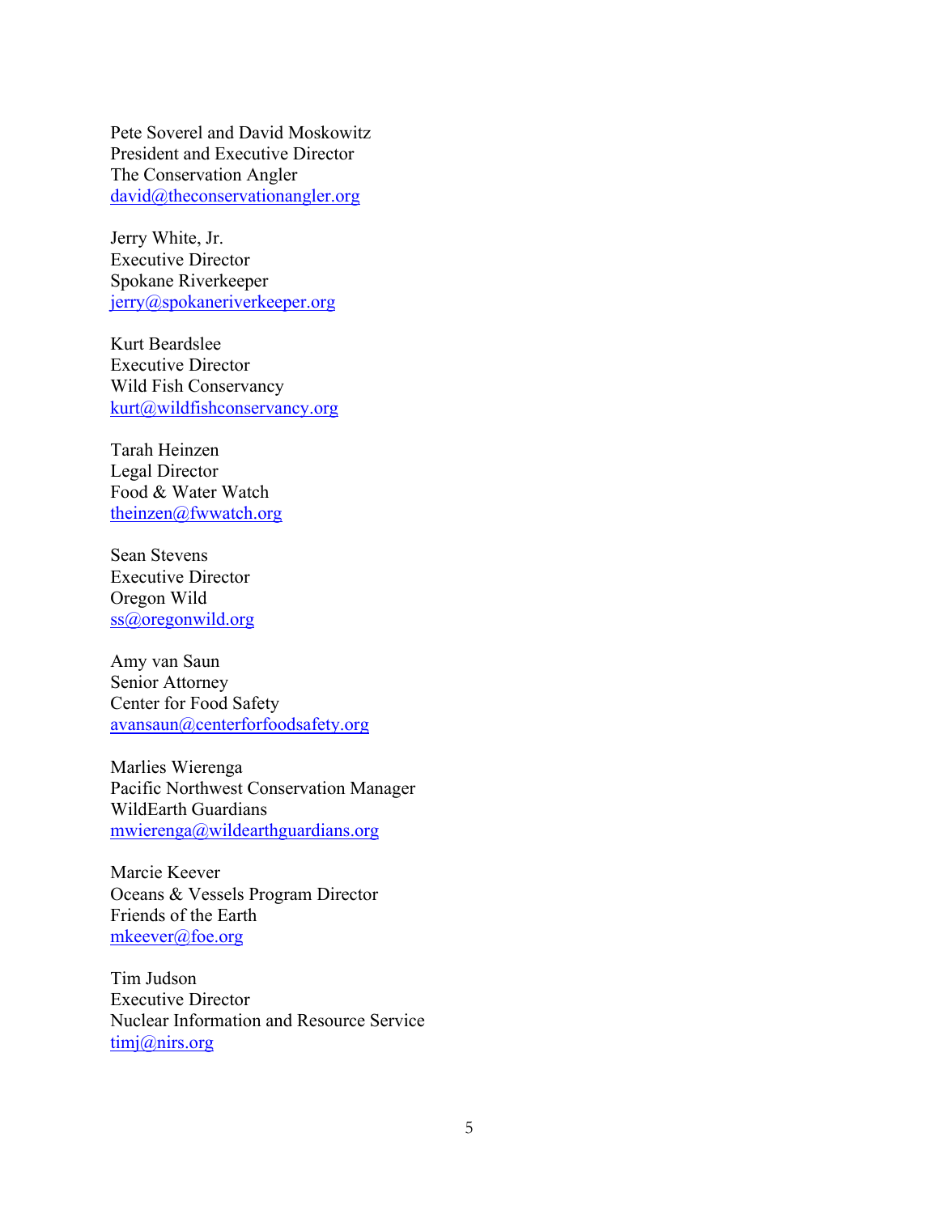Pete Soverel and David Moskowitz
President and Executive Director
The Conservation Angler
david@theconservationangler.org

Jerry White, Jr.
Executive Director
Spokane Riverkeeper
jerry@spokaneriverkeeper.org

Kurt Beardslee
Executive Director
Wild Fish Conservancy
kurt@wildfishconservancy.org

Tarah Heinzen
Legal Director
Food & Water Watch
theinzen@fwwatch.org

Sean Stevens
Executive Director
Oregon Wild
ss@oregonwild.org

Amy van Saun
Senior Attorney
Center for Food Safety
avansaun@centerforfoodsafety.org

Marlies Wierenga
Pacific Northwest Conservation Manager
WildEarth Guardians
mwierenga@wildearthguardians.org

Marcie Keever
Oceans & Vessels Program Director
Friends of the Earth
mkeever@foe.org

Tim Judson
Executive Director
Nuclear Information and Resource Service
timj@nirs.org